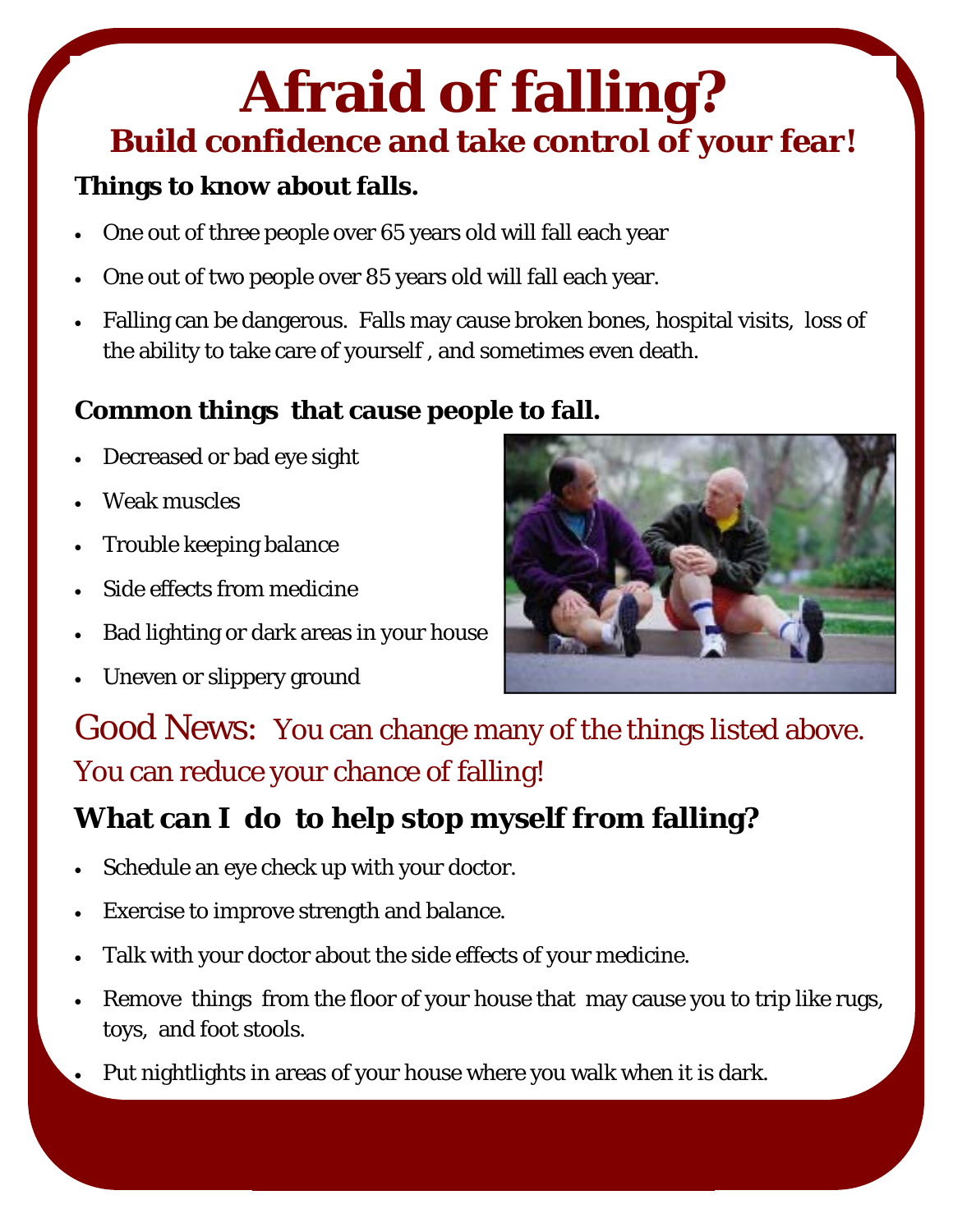# Afraid of falling?

## Build confidence and take control of your fear!

### Things to know about falls.

- One out of three people over 65 years old will fall each year
- One out of two people over 85 years old will fall each year.
- Falling can be dangerous. Falls may cause broken bones, hospital visits, loss of the ability to take care of yourself , and sometimes even death.

### Common things that cause people to fall.

- Decreased or bad eye sight
- Weak muscles
- Trouble keeping balance
- Side effects from medicine
- Bad lighting or dark areas in your house
- Uneven or slippery ground

Good News: You can change many of the things listed above. You can reduce your chance of falling!

## What can I do to help stop myself from falling?

- Schedule an eye check up with your doctor.
- Exercise to improve strength and balance.
- Talk with your doctor about the side effects of your medicine.
- Remove things from the floor of your house that may cause you to trip like rugs, toys, and foot stools.
- Put nightlights in areas of your house where you walk when it is dark.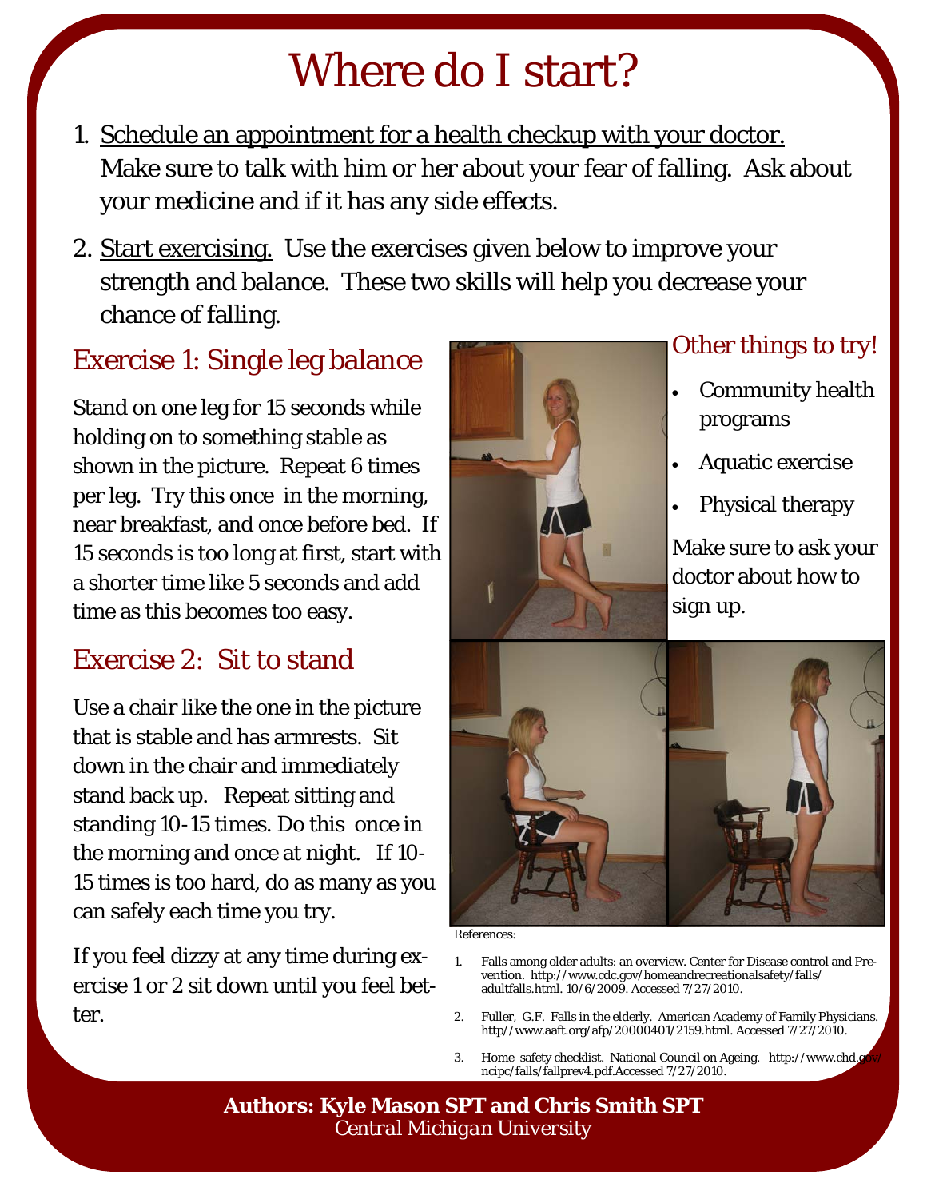# Where do I start?

1. Schedule an appointment for a health checkup with your doctor. Make sure to talk with him or her about your fear of falling. Ask about your medicine and if it has any side effects.
2. Start exercising. Use the exercises given below to improve your strength and balance. These two skills will help you decrease your chance of falling.

## Exercise 1: Single leg balance

Stand on one leg for 15 seconds while holding on to something stable as shown in the picture. Repeat 6 times per leg. Try this once in the morning, near breakfast, and once before bed. If 15 seconds is too long at first, start with a shorter time like 5 seconds and add time as this becomes too easy.

## Exercise 2: Sit to stand

Use a chair like the one in the picture that is stable and has armrests. Sit down in the chair and immediately stand back up. Repeat sitting and standing 10-15 times. Do this once in the morning and once at night. If 10-15 times is too hard, do as many as you can safely each time you try.

If you feel dizzy at any time during exercise 1 or 2 sit down until you feel better.

## Other things to try!

- Community health programs
- Aquatic exercise
- Physical therapy

Make sure to ask your doctor about how to sign up.

References:

1. Falls among older adults: an overview. Center for Disease control and Prevention. http://www.cdc.gov/homeandrecreationalsafety/falls/adultfalls.html. 10/6/2009. Accessed 7/27/2010.
2. Fuller, G.F. Falls in the elderly. American Academy of Family Physicians. http//www.aaft.org/afp/20000401/2159.html. Accessed 7/27/2010.
3. Home safety checklist. National Council on Ageing. http://www.chd.gov/ncipc/falls/fallprev4.pdf.Accessed 7/27/2010.

**Authors: Kyle Mason SPT and Chris Smith SPT**
*Central Michigan University*